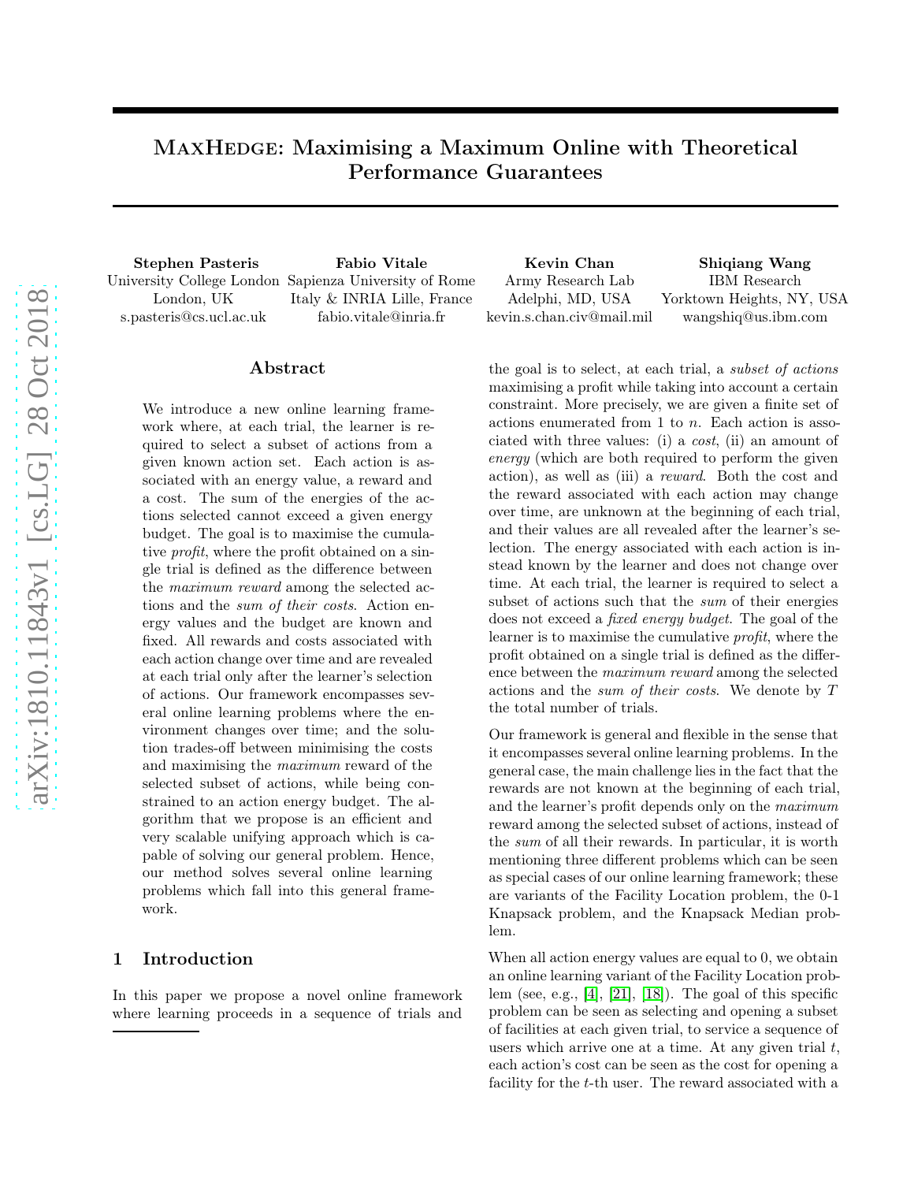# MaxHedge: Maximising a Maximum Online with Theoretical Performance Guarantees

**Stephen Pasteris**
University College London
London, UK
s.pasteris@cs.ucl.ac.uk

**Fabio Vitale**
Sapienza University of Rome
Italy & INRIA Lille, France
fabio.vitale@inria.fr

**Kevin Chan**
Army Research Lab
Adelphi, MD, USA
kevin.s.chan.civ@mail.mil

**Shiqiang Wang**
IBM Research
Yorktown Heights, NY, USA
wangshiq@us.ibm.com

## Abstract

We introduce a new online learning framework where, at each trial, the learner is required to select a subset of actions from a given known action set. Each action is associated with an energy value, a reward and a cost. The sum of the energies of the actions selected cannot exceed a given energy budget. The goal is to maximise the cumulative *profit*, where the profit obtained on a single trial is defined as the difference between the *maximum reward* among the selected actions and the *sum of their costs*. Action energy values and the budget are known and fixed. All rewards and costs associated with each action change over time and are revealed at each trial only after the learner's selection of actions. Our framework encompasses several online learning problems where the environment changes over time; and the solution trades-off between minimising the costs and maximising the *maximum* reward of the selected subset of actions, while being constrained to an action energy budget. The algorithm that we propose is an efficient and very scalable unifying approach which is capable of solving our general problem. Hence, our method solves several online learning problems which fall into this general framework.

## 1 Introduction

In this paper we propose a novel online framework where learning proceeds in a sequence of trials and the goal is to select, at each trial, a *subset of actions* maximising a profit while taking into account a certain constraint. More precisely, we are given a finite set of actions enumerated from 1 to $n$. Each action is associated with three values: (i) a *cost*, (ii) an amount of *energy* (which are both required to perform the given action), as well as (iii) a *reward*. Both the cost and the reward associated with each action may change over time, are unknown at the beginning of each trial, and their values are all revealed after the learner's selection. The energy associated with each action is instead known by the learner and does not change over time. At each trial, the learner is required to select a subset of actions such that the *sum* of their energies does not exceed a *fixed energy budget*. The goal of the learner is to maximise the cumulative *profit*, where the profit obtained on a single trial is defined as the difference between the *maximum reward* among the selected actions and the *sum of their costs*. We denote by $T$ the total number of trials.

Our framework is general and flexible in the sense that it encompasses several online learning problems. In the general case, the main challenge lies in the fact that the rewards are not known at the beginning of each trial, and the learner's profit depends only on the *maximum* reward among the selected subset of actions, instead of the *sum* of all their rewards. In particular, it is worth mentioning three different problems which can be seen as special cases of our online learning framework; these are variants of the Facility Location problem, the 0-1 Knapsack problem, and the Knapsack Median problem.

When all action energy values are equal to 0, we obtain an online learning variant of the Facility Location problem (see, e.g., [4], [21], [18]). The goal of this specific problem can be seen as selecting and opening a subset of facilities at each given trial, to service a sequence of users which arrive one at a time. At any given trial $t$, each action's cost can be seen as the cost for opening a facility for the $t$-th user. The reward associated with a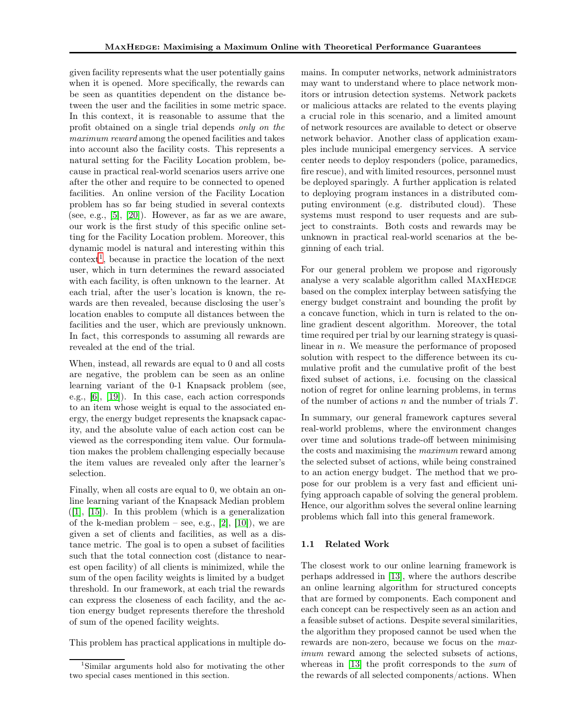given facility represents what the user potentially gains when it is opened. More specifically, the rewards can be seen as quantities dependent on the distance between the user and the facilities in some metric space. In this context, it is reasonable to assume that the profit obtained on a single trial depends *only on the maximum reward* among the opened facilities and takes into account also the facility costs. This represents a natural setting for the Facility Location problem, because in practical real-world scenarios users arrive one after the other and require to be connected to opened facilities. An online version of the Facility Location problem has so far being studied in several contexts (see, e.g., [5], [20]). However, as far as we are aware, our work is the first study of this specific online setting for the Facility Location problem. Moreover, this dynamic model is natural and interesting within this context[1], because in practice the location of the next user, which in turn determines the reward associated with each facility, is often unknown to the learner. At each trial, after the user's location is known, the rewards are then revealed, because disclosing the user's location enables to compute all distances between the facilities and the user, which are previously unknown. In fact, this corresponds to assuming all rewards are revealed at the end of the trial.

When, instead, all rewards are equal to 0 and all costs are negative, the problem can be seen as an online learning variant of the 0-1 Knapsack problem (see, e.g., [6], [19]). In this case, each action corresponds to an item whose weight is equal to the associated energy, the energy budget represents the knapsack capacity, and the absolute value of each action cost can be viewed as the corresponding item value. Our formulation makes the problem challenging especially because the item values are revealed only after the learner's selection.

Finally, when all costs are equal to 0, we obtain an online learning variant of the Knapsack Median problem ([1], [15]). In this problem (which is a generalization of the k-median problem – see, e.g., [2], [10]), we are given a set of clients and facilities, as well as a distance metric. The goal is to open a subset of facilities such that the total connection cost (distance to nearest open facility) of all clients is minimized, while the sum of the open facility weights is limited by a budget threshold. In our framework, at each trial the rewards can express the closeness of each facility, and the action energy budget represents therefore the threshold of sum of the opened facility weights.

This problem has practical applications in multiple domains. In computer networks, network administrators may want to understand where to place network monitors or intrusion detection systems. Network packets or malicious attacks are related to the events playing a crucial role in this scenario, and a limited amount of network resources are available to detect or observe network behavior. Another class of application examples include municipal emergency services. A service center needs to deploy responders (police, paramedics, fire rescue), and with limited resources, personnel must be deployed sparingly. A further application is related to deploying program instances in a distributed computing environment (e.g. distributed cloud). These systems must respond to user requests and are subject to constraints. Both costs and rewards may be unknown in practical real-world scenarios at the beginning of each trial.

For our general problem we propose and rigorously analyse a very scalable algorithm called MaxHedge based on the complex interplay between satisfying the energy budget constraint and bounding the profit by a concave function, which in turn is related to the online gradient descent algorithm. Moreover, the total time required per trial by our learning strategy is quasi-linear in $n$. We measure the performance of proposed solution with respect to the difference between its cumulative profit and the cumulative profit of the best fixed subset of actions, i.e. focusing on the classical notion of regret for online learning problems, in terms of the number of actions $n$ and the number of trials $T$.

In summary, our general framework captures several real-world problems, where the environment changes over time and solutions trade-off between minimising the costs and maximising the *maximum* reward among the selected subset of actions, while being constrained to an action energy budget. The method that we propose for our problem is a very fast and efficient unifying approach capable of solving the general problem. Hence, our algorithm solves the several online learning problems which fall into this general framework.

### 1.1 Related Work

The closest work to our online learning framework is perhaps addressed in [13], where the authors describe an online learning algorithm for structured concepts that are formed by components. Each component and each concept can be respectively seen as an action and a feasible subset of actions. Despite several similarities, the algorithm they proposed cannot be used when the rewards are non-zero, because we focus on the *maximum* reward among the selected subsets of actions, whereas in [13] the profit corresponds to the *sum* of the rewards of all selected components/actions. When

[1] Similar arguments hold also for motivating the other two special cases mentioned in this section.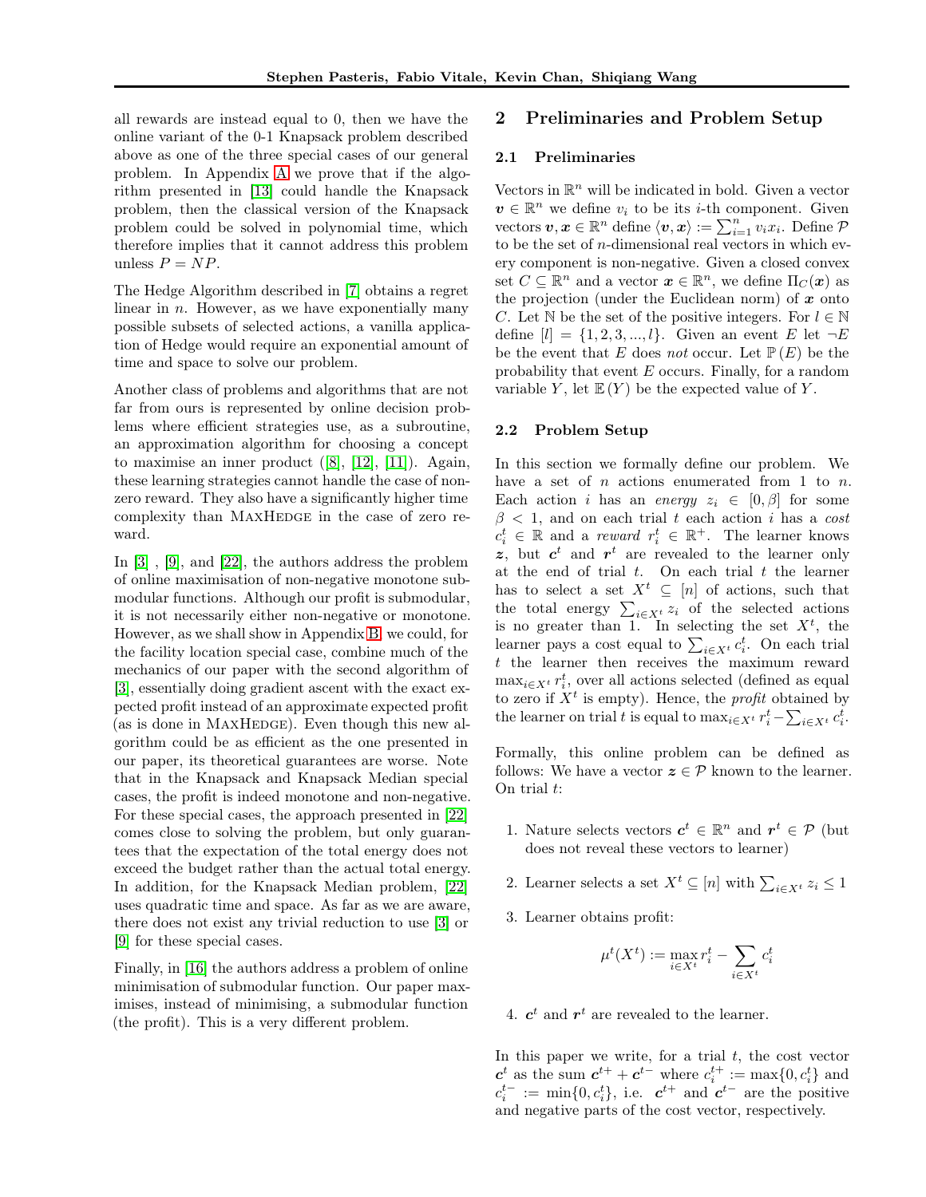all rewards are instead equal to 0, then we have the online variant of the 0-1 Knapsack problem described above as one of the three special cases of our general problem. In Appendix A we prove that if the algorithm presented in [13] could handle the Knapsack problem, then the classical version of the Knapsack problem could be solved in polynomial time, which therefore implies that it cannot address this problem unless $P = NP$.

The Hedge Algorithm described in [7] obtains a regret linear in $n$. However, as we have exponentially many possible subsets of selected actions, a vanilla application of Hedge would require an exponential amount of time and space to solve our problem.

Another class of problems and algorithms that are not far from ours is represented by online decision problems where efficient strategies use, as a subroutine, an approximation algorithm for choosing a concept to maximise an inner product ([8], [12], [11]). Again, these learning strategies cannot handle the case of non-zero reward. They also have a significantly higher time complexity than MaxHedge in the case of zero reward.

In [3] , [9], and [22], the authors address the problem of online maximisation of non-negative monotone submodular functions. Although our profit is submodular, it is not necessarily either non-negative or monotone. However, as we shall show in Appendix B, we could, for the facility location special case, combine much of the mechanics of our paper with the second algorithm of [3], essentially doing gradient ascent with the exact expected profit instead of an approximate expected profit (as is done in MaxHedge). Even though this new algorithm could be as efficient as the one presented in our paper, its theoretical guarantees are worse. Note that in the Knapsack and Knapsack Median special cases, the profit is indeed monotone and non-negative. For these special cases, the approach presented in [22] comes close to solving the problem, but only guarantees that the expectation of the total energy does not exceed the budget rather than the actual total energy. In addition, for the Knapsack Median problem, [22] uses quadratic time and space. As far as we are aware, there does not exist any trivial reduction to use [3] or [9] for these special cases.

Finally, in [16] the authors address a problem of online minimisation of submodular function. Our paper maximises, instead of minimising, a submodular function (the profit). This is a very different problem.

## 2 Preliminaries and Problem Setup

### 2.1 Preliminaries

Vectors in $\mathbb{R}^n$ will be indicated in bold. Given a vector $\boldsymbol{v} \in \mathbb{R}^n$ we define $v_i$ to be its $i$-th component. Given vectors $\boldsymbol{v}, \boldsymbol{x} \in \mathbb{R}^n$ define $\langle \boldsymbol{v}, \boldsymbol{x} \rangle := \sum_{i=1}^{n} v_i x_i$. Define $\mathcal{P}$ to be the set of $n$-dimensional real vectors in which every component is non-negative. Given a closed convex set $C \subseteq \mathbb{R}^n$ and a vector $\boldsymbol{x} \in \mathbb{R}^n$, we define $\Pi_C(\boldsymbol{x})$ as the projection (under the Euclidean norm) of $\boldsymbol{x}$ onto $C$. Let $\mathbb{N}$ be the set of the positive integers. For $l \in \mathbb{N}$ define $[l] = \{1, 2, 3, ..., l\}$. Given an event $E$ let $\neg E$ be the event that $E$ does *not* occur. Let $\mathbb{P}(E)$ be the probability that event $E$ occurs. Finally, for a random variable $Y$, let $\mathbb{E}(Y)$ be the expected value of $Y$.

### 2.2 Problem Setup

In this section we formally define our problem. We have a set of $n$ actions enumerated from 1 to $n$. Each action $i$ has an *energy* $z_i \in [0, \beta]$ for some $\beta < 1$, and on each trial $t$ each action $i$ has a *cost* $c_i^t \in \mathbb{R}$ and a *reward* $r_i^t \in \mathbb{R}^+$. The learner knows $\boldsymbol{z}$, but $\boldsymbol{c}^t$ and $\boldsymbol{r}^t$ are revealed to the learner only at the end of trial $t$. On each trial $t$ the learner has to select a set $X^t \subseteq [n]$ of actions, such that the total energy $\sum_{i \in X^t} z_i$ of the selected actions is no greater than 1. In selecting the set $X^t$, the learner pays a cost equal to $\sum_{i \in X^t} c_i^t$. On each trial $t$ the learner then receives the maximum reward $\max_{i \in X^t} r_i^t$, over all actions selected (defined as equal to zero if $X^t$ is empty). Hence, the *profit* obtained by the learner on trial $t$ is equal to $\max_{i \in X^t} r_i^t - \sum_{i \in X^t} c_i^t$.

Formally, this online problem can be defined as follows: We have a vector $\boldsymbol{z} \in \mathcal{P}$ known to the learner. On trial $t$:

1. Nature selects vectors $\boldsymbol{c}^t \in \mathbb{R}^n$ and $\boldsymbol{r}^t \in \mathcal{P}$ (but does not reveal these vectors to learner)
2. Learner selects a set $X^t \subseteq [n]$ with $\sum_{i \in X^t} z_i \leq 1$
3. Learner obtains profit:
$$\mu^t(X^t) := \max_{i \in X^t} r_i^t - \sum_{i \in X^t} c_i^t$$
4. $\boldsymbol{c}^t$ and $\boldsymbol{r}^t$ are revealed to the learner.

In this paper we write, for a trial $t$, the cost vector $\boldsymbol{c}^t$ as the sum $\boldsymbol{c}^{t+} + \boldsymbol{c}^{t-}$ where $c_i^{t+} := \max\{0, c_i^t\}$ and $c_i^{t-} := \min\{0, c_i^t\}$, i.e. $\boldsymbol{c}^{t+}$ and $\boldsymbol{c}^{t-}$ are the positive and negative parts of the cost vector, respectively.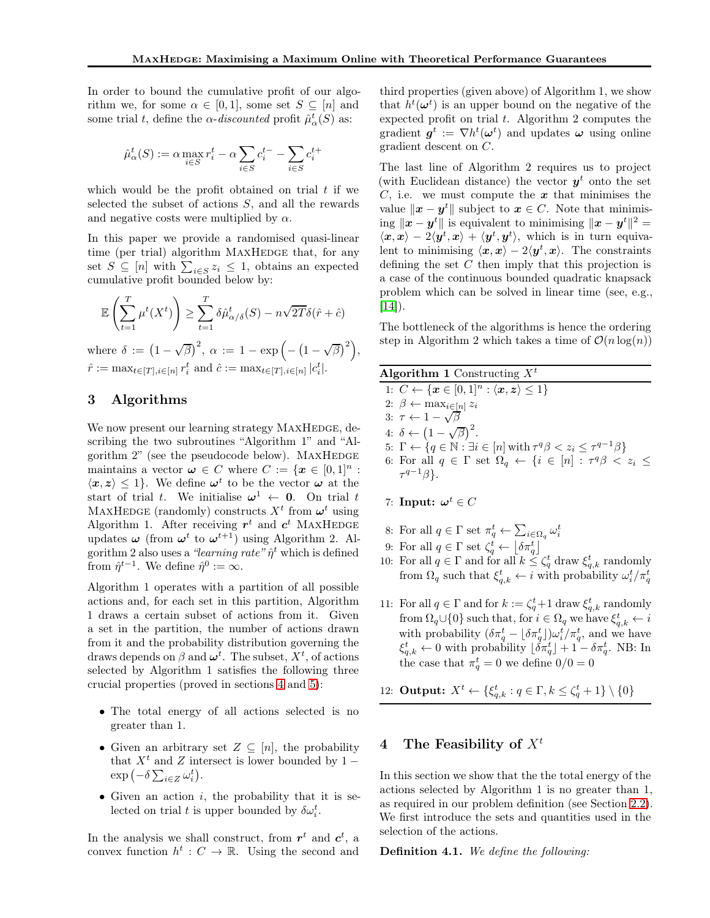In order to bound the cumulative profit of our algorithm we, for some $\alpha \in [0,1]$, some set $S \subseteq [n]$ and some trial $t$, define the $\alpha$-*discounted* profit $\hat{\mu}^t_\alpha(S)$ as:

$$\hat{\mu}^t_\alpha(S) := \alpha \max_{i \in S} r^t_i - \alpha \sum_{i \in S} c^{t-}_i - \sum_{i \in S} c^{t+}_i$$

which would be the profit obtained on trial $t$ if we selected the subset of actions $S$, and all the rewards and negative costs were multiplied by $\alpha$.

In this paper we provide a randomised quasi-linear time (per trial) algorithm MaxHedge that, for any set $S \subseteq [n]$ with $\sum_{i \in S} z_i \leq 1$, obtains an expected cumulative profit bounded below by:

$$\mathbb{E}\left(\sum_{t=1}^{T} \mu^t(X^t)\right) \geq \sum_{t=1}^{T} \delta \hat{\mu}^t_{\alpha/\delta}(S) - n\sqrt{2T}\delta(\hat{r} + \hat{c})$$

where $\delta := \left(1 - \sqrt{\beta}\right)^2$, $\alpha := 1 - \exp\left(-\left(1 - \sqrt{\beta}\right)^2\right)$, $\hat{r} := \max_{t \in [T], i \in [n]} r^t_i$ and $\hat{c} := \max_{t \in [T], i \in [n]} |c^t_i|$.

## 3 Algorithms

We now present our learning strategy MaxHedge, describing the two subroutines "Algorithm 1" and "Algorithm 2" (see the pseudocode below). MaxHedge maintains a vector $\boldsymbol{\omega} \in C$ where $C := \{\boldsymbol{x} \in [0,1]^n : \langle \boldsymbol{x}, \boldsymbol{z} \rangle \leq 1\}$. We define $\boldsymbol{\omega}^t$ to be the vector $\boldsymbol{\omega}$ at the start of trial $t$. We initialise $\boldsymbol{\omega}^1 \leftarrow \boldsymbol{0}$. On trial $t$ MaxHedge (randomly) constructs $X^t$ from $\boldsymbol{\omega}^t$ using Algorithm 1. After receiving $\boldsymbol{r}^t$ and $\boldsymbol{c}^t$ MaxHedge updates $\boldsymbol{\omega}$ (from $\boldsymbol{\omega}^t$ to $\boldsymbol{\omega}^{t+1}$) using Algorithm 2. Algorithm 2 also uses a *"learning rate"* $\hat{\eta}^t$ which is defined from $\hat{\eta}^{t-1}$. We define $\hat{\eta}^0 := \infty$.

Algorithm 1 operates with a partition of all possible actions and, for each set in this partition, Algorithm 1 draws a certain subset of actions from it. Given a set in the partition, the number of actions drawn from it and the probability distribution governing the draws depends on $\beta$ and $\boldsymbol{\omega}^t$. The subset, $X^t$, of actions selected by Algorithm 1 satisfies the following three crucial properties (proved in sections 4 and 5):

- The total energy of all actions selected is no greater than 1.
- Given an arbitrary set $Z \subseteq [n]$, the probability that $X^t$ and $Z$ intersect is lower bounded by $1 - \exp\left(-\delta \sum_{i \in Z} \omega^t_i\right)$.
- Given an action $i$, the probability that it is selected on trial $t$ is upper bounded by $\delta \omega^t_i$.

In the analysis we shall construct, from $\boldsymbol{r}^t$ and $\boldsymbol{c}^t$, a convex function $h^t : C \to \mathbb{R}$. Using the second and third properties (given above) of Algorithm 1, we show that $h^t(\boldsymbol{\omega}^t)$ is an upper bound on the negative of the expected profit on trial $t$. Algorithm 2 computes the gradient $\boldsymbol{g}^t := \nabla h^t(\boldsymbol{\omega}^t)$ and updates $\boldsymbol{\omega}$ using online gradient descent on $C$.

The last line of Algorithm 2 requires us to project (with Euclidean distance) the vector $\boldsymbol{y}^t$ onto the set $C$, i.e. we must compute the $\boldsymbol{x}$ that minimises the value $\|\boldsymbol{x} - \boldsymbol{y}^t\|$ subject to $\boldsymbol{x} \in C$. Note that minimising $\|\boldsymbol{x} - \boldsymbol{y}^t\|$ is equivalent to minimising $\|\boldsymbol{x} - \boldsymbol{y}^t\|^2 = \langle \boldsymbol{x}, \boldsymbol{x} \rangle - 2\langle \boldsymbol{y}^t, \boldsymbol{x} \rangle + \langle \boldsymbol{y}^t, \boldsymbol{y}^t \rangle$, which is in turn equivalent to minimising $\langle \boldsymbol{x}, \boldsymbol{x} \rangle - 2\langle \boldsymbol{y}^t, \boldsymbol{x} \rangle$. The constraints defining the set $C$ then imply that this projection is a case of the continuous bounded quadratic knapsack problem which can be solved in linear time (see, e.g., [14]).

The bottleneck of the algorithms is hence the ordering step in Algorithm 2 which takes a time of $\mathcal{O}(n \log(n))$

**Algorithm 1** Constructing $X^t$

1: $C \leftarrow \{\boldsymbol{x} \in [0,1]^n : \langle \boldsymbol{x}, \boldsymbol{z} \rangle \leq 1\}$
2: $\beta \leftarrow \max_{i \in [n]} z_i$
3: $\tau \leftarrow 1 - \sqrt{\beta}$
4: $\delta \leftarrow \left(1 - \sqrt{\beta}\right)^2$.
5: $\Gamma \leftarrow \{q \in \mathbb{N} : \exists i \in [n] \text{ with } \tau^q \beta < z_i \leq \tau^{q-1}\beta\}$
6: For all $q \in \Gamma$ set $\Omega_q \leftarrow \{i \in [n] : \tau^q \beta < z_i \leq \tau^{q-1}\beta\}$.
7: **Input:** $\boldsymbol{\omega}^t \in C$
8: For all $q \in \Gamma$ set $\pi^t_q \leftarrow \sum_{i \in \Omega_q} \omega^t_i$
9: For all $q \in \Gamma$ set $\zeta^t_q \leftarrow \lfloor \delta \pi^t_q \rfloor$
10: For all $q \in \Gamma$ and for all $k \leq \zeta^t_q$ draw $\xi^t_{q,k}$ randomly from $\Omega_q$ such that $\xi^t_{q,k} \leftarrow i$ with probability $\omega^t_i / \pi^t_q$
11: For all $q \in \Gamma$ and for $k := \zeta^t_q + 1$ draw $\xi^t_{q,k}$ randomly from $\Omega_q \cup \{0\}$ such that, for $i \in \Omega_q$ we have $\xi^t_{q,k} \leftarrow i$ with probability $(\delta \pi^t_q - \lfloor \delta \pi^t_q \rfloor)\omega^t_i / \pi^t_q$, and we have $\xi^t_{q,k} \leftarrow 0$ with probability $\lfloor \delta \pi^t_q \rfloor + 1 - \delta \pi^t_q$. NB: In the case that $\pi^t_q = 0$ we define $0/0 = 0$
12: **Output:** $X^t \leftarrow \{\xi^t_{q,k} : q \in \Gamma, k \leq \zeta^t_q + 1\} \setminus \{0\}$

## 4 The Feasibility of $X^t$

In this section we show that the the total energy of the actions selected by Algorithm 1 is no greater than 1, as required in our problem definition (see Section 2.2). We first introduce the sets and quantities used in the selection of the actions.

**Definition 4.1.** *We define the following:*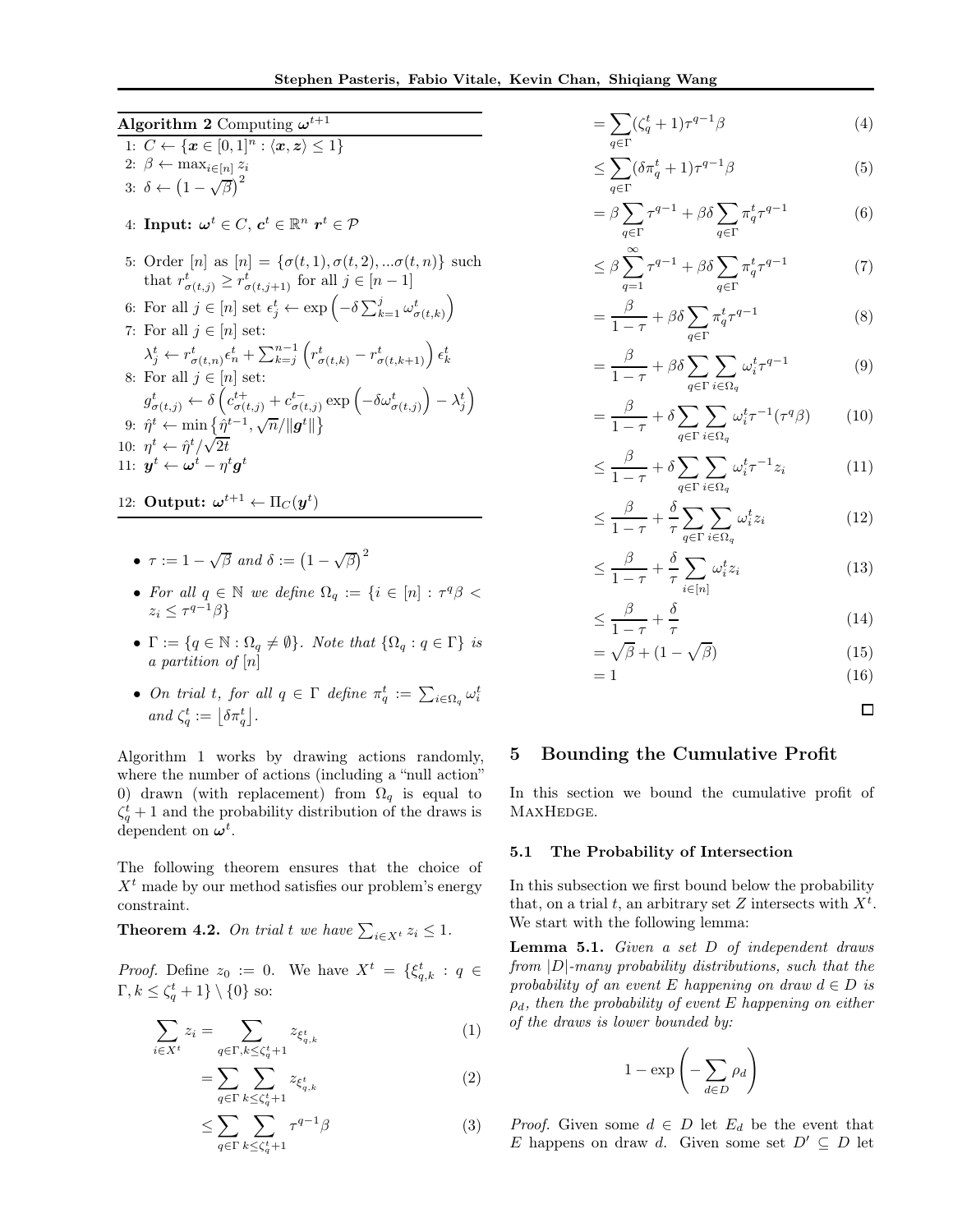**Algorithm 2** Computing $\boldsymbol{\omega}^{t+1}$

1: $C \leftarrow \{\boldsymbol{x} \in [0,1]^n : \langle \boldsymbol{x}, \boldsymbol{z} \rangle \leq 1\}$
2: $\beta \leftarrow \max_{i \in [n]} z_i$
3: $\delta \leftarrow \left(1 - \sqrt{\beta}\right)^2$

4: **Input:** $\boldsymbol{\omega}^t \in C$, $\boldsymbol{c}^t \in \mathbb{R}^n$ $\boldsymbol{r}^t \in \mathcal{P}$

5: Order $[n]$ as $[n] = \{\sigma(t,1), \sigma(t,2), ...\sigma(t,n)\}$ such that $r^t_{\sigma(t,j)} \geq r^t_{\sigma(t,j+1)}$ for all $j \in [n-1]$
6: For all $j \in [n]$ set $\epsilon^t_j \leftarrow \exp\left(-\delta \sum_{k=1}^{j} \omega^t_{\sigma(t,k)}\right)$
7: For all $j \in [n]$ set:
$\lambda^t_j \leftarrow r^t_{\sigma(t,n)}\epsilon^t_n + \sum_{k=j}^{n-1}\left(r^t_{\sigma(t,k)} - r^t_{\sigma(t,k+1)}\right)\epsilon^t_k$
8: For all $j \in [n]$ set:
$g^t_{\sigma(t,j)} \leftarrow \delta\left(c^{t+}_{\sigma(t,j)} + c^{t-}_{\sigma(t,j)}\exp\left(-\delta\omega^t_{\sigma(t,j)}\right) - \lambda^t_j\right)$
9: $\hat{\eta}^t \leftarrow \min\left\{\hat{\eta}^{t-1}, \sqrt{n}/\|\boldsymbol{g}^t\|\right\}$
10: $\eta^t \leftarrow \hat{\eta}^t/\sqrt{2t}$
11: $\boldsymbol{y}^t \leftarrow \boldsymbol{\omega}^t - \eta^t \boldsymbol{g}^t$

12: **Output:** $\boldsymbol{\omega}^{t+1} \leftarrow \Pi_C(\boldsymbol{y}^t)$

- $\tau := 1 - \sqrt{\beta}$ *and* $\delta := \left(1 - \sqrt{\beta}\right)^2$
- *For all* $q \in \mathbb{N}$ *we define* $\Omega_q := \{i \in [n] : \tau^q\beta < z_i \leq \tau^{q-1}\beta\}$
- $\Gamma := \{q \in \mathbb{N} : \Omega_q \neq \emptyset\}$. *Note that* $\{\Omega_q : q \in \Gamma\}$ *is a partition of* $[n]$
- *On trial* $t$*, for all* $q \in \Gamma$ *define* $\pi^t_q := \sum_{i \in \Omega_q} \omega^t_i$ *and* $\zeta^t_q := \left\lfloor \delta\pi^t_q \right\rfloor$.

Algorithm 1 works by drawing actions randomly, where the number of actions (including a "null action" 0) drawn (with replacement) from $\Omega_q$ is equal to $\zeta^t_q + 1$ and the probability distribution of the draws is dependent on $\boldsymbol{\omega}^t$.

The following theorem ensures that the choice of $X^t$ made by our method satisfies our problem's energy constraint.

**Theorem 4.2.** *On trial* $t$ *we have* $\sum_{i \in X^t} z_i \leq 1$.

*Proof.* Define $z_0 := 0$. We have $X^t = \{\xi^t_{q,k} : q \in \Gamma, k \leq \zeta^t_q + 1\} \setminus \{0\}$ so:

$$
\begin{aligned}
\sum_{i \in X^t} z_i &= \sum_{q \in \Gamma, k \leq \zeta^t_q + 1} z_{\xi^t_{q,k}} && (1)\\
&= \sum_{q \in \Gamma} \sum_{k \leq \zeta^t_q + 1} z_{\xi^t_{q,k}} && (2)\\
&\leq \sum_{q \in \Gamma} \sum_{k \leq \zeta^t_q + 1} \tau^{q-1}\beta && (3)\\
&= \sum_{q \in \Gamma} (\zeta^t_q + 1)\tau^{q-1}\beta && (4)\\
&\leq \sum_{q \in \Gamma} (\delta\pi^t_q + 1)\tau^{q-1}\beta && (5)\\
&= \beta\sum_{q \in \Gamma} \tau^{q-1} + \beta\delta\sum_{q \in \Gamma} \pi^t_q \tau^{q-1} && (6)\\
&\leq \beta\sum_{q=1}^{\infty} \tau^{q-1} + \beta\delta\sum_{q \in \Gamma} \pi^t_q \tau^{q-1} && (7)\\
&= \frac{\beta}{1-\tau} + \beta\delta\sum_{q \in \Gamma} \pi^t_q \tau^{q-1} && (8)\\
&= \frac{\beta}{1-\tau} + \beta\delta\sum_{q \in \Gamma}\sum_{i \in \Omega_q} \omega^t_i \tau^{q-1} && (9)\\
&= \frac{\beta}{1-\tau} + \delta\sum_{q \in \Gamma}\sum_{i \in \Omega_q} \omega^t_i \tau^{-1}(\tau^q\beta) && (10)\\
&\leq \frac{\beta}{1-\tau} + \delta\sum_{q \in \Gamma}\sum_{i \in \Omega_q} \omega^t_i \tau^{-1} z_i && (11)\\
&\leq \frac{\beta}{1-\tau} + \frac{\delta}{\tau}\sum_{q \in \Gamma}\sum_{i \in \Omega_q} \omega^t_i z_i && (12)\\
&\leq \frac{\beta}{1-\tau} + \frac{\delta}{\tau}\sum_{i \in [n]} \omega^t_i z_i && (13)\\
&\leq \frac{\beta}{1-\tau} + \frac{\delta}{\tau} && (14)\\
&= \sqrt{\beta} + (1 - \sqrt{\beta}) && (15)\\
&= 1 && (16)
\end{aligned}
$$

□

## 5 Bounding the Cumulative Profit

In this section we bound the cumulative profit of MaxHedge.

### 5.1 The Probability of Intersection

In this subsection we first bound below the probability that, on a trial $t$, an arbitrary set $Z$ intersects with $X^t$. We start with the following lemma:

**Lemma 5.1.** *Given a set* $D$ *of independent draws from* $|D|$*-many probability distributions, such that the probability of an event* $E$ *happening on draw* $d \in D$ *is* $\rho_d$*, then the probability of event* $E$ *happening on either of the draws is lower bounded by:*

$$
1 - \exp\left(-\sum_{d \in D} \rho_d\right)
$$

*Proof.* Given some $d \in D$ let $E_d$ be the event that $E$ happens on draw $d$. Given some set $D' \subseteq D$ let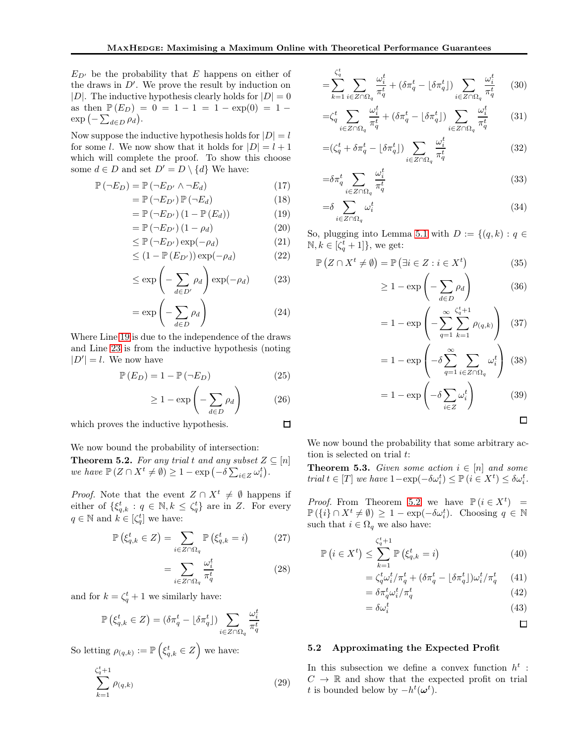$E_{D'}$ be the probability that $E$ happens on either of the draws in $D'$. We prove the result by induction on $|D|$. The inductive hypothesis clearly holds for $|D| = 0$ as then $\mathbb{P}(E_D) = 0 = 1 - 1 = 1 - \exp(0) = 1 - \exp\left(-\sum_{d\in D}\rho_d\right)$.

Now suppose the inductive hypothesis holds for $|D| = l$ for some $l$. We now show that it holds for $|D| = l + 1$ which will complete the proof. To show this choose some $d \in D$ and set $D' = D \setminus \{d\}$ We have:

$$
\begin{aligned}
\mathbb{P}(\neg E_D) &= \mathbb{P}(\neg E_{D'} \wedge \neg E_d) && (17)\\
&= \mathbb{P}(\neg E_{D'})\,\mathbb{P}(\neg E_d) && (18)\\
&= \mathbb{P}(\neg E_{D'})\,(1 - \mathbb{P}(E_d)) && (19)\\
&= \mathbb{P}(\neg E_{D'})\,(1 - \rho_d) && (20)\\
&\leq \mathbb{P}(\neg E_{D'})\exp(-\rho_d) && (21)\\
&\leq (1 - \mathbb{P}(E_{D'}))\exp(-\rho_d) && (22)\\
&\leq \exp\left(-\sum_{d\in D'}\rho_d\right)\exp(-\rho_d) && (23)\\
&= \exp\left(-\sum_{d\in D}\rho_d\right) && (24)
\end{aligned}
$$

Where Line 19 is due to the independence of the draws and Line 23 is from the inductive hypothesis (noting $|D'| = l$. We now have

$$
\begin{aligned}
\mathbb{P}(E_D) &= 1 - \mathbb{P}(\neg E_D) && (25)\\
&\geq 1 - \exp\left(-\sum_{d\in D}\rho_d\right) && (26)
\end{aligned}
$$

which proves the inductive hypothesis. □

We now bound the probability of intersection:

**Theorem 5.2.** *For any trial $t$ and any subset $Z \subseteq [n]$ we have $\mathbb{P}(Z \cap X^t \neq \emptyset) \geq 1 - \exp\left(-\delta\sum_{i\in Z}\omega_i^t\right)$.*

*Proof.* Note that the event $Z \cap X^t \neq \emptyset$ happens if either of $\{\xi_{q,k}^t : q \in \mathbb{N}, k \leq \zeta_q^t\}$ are in $Z$. For every $q \in \mathbb{N}$ and $k \in [\zeta_q^t]$ we have:

$$
\begin{aligned}
\mathbb{P}\left(\xi_{q,k}^t \in Z\right) &= \sum_{i\in Z\cap\Omega_q}\mathbb{P}\left(\xi_{q,k}^t = i\right) && (27)\\
&= \sum_{i\in Z\cap\Omega_q}\frac{\omega_i^t}{\pi_q^t} && (28)
\end{aligned}
$$

and for $k = \zeta_q^t + 1$ we similarly have:

$$
\mathbb{P}\left(\xi_{q,k}^t \in Z\right) = (\delta\pi_q^t - \lfloor\delta\pi_q^t\rfloor)\sum_{i\in Z\cap\Omega_q}\frac{\omega_i^t}{\pi_q^t}
$$

So letting $\rho_{(q,k)} := \mathbb{P}\left(\xi_{q,k}^t \in Z\right)$ we have:

$$
\begin{aligned}
&\sum_{k=1}^{\zeta_q^t+1}\rho_{(q,k)} && (29)\\
=&\sum_{k=1}^{\zeta_q^t}\sum_{i\in Z\cap\Omega_q}\frac{\omega_i^t}{\pi_q^t} + (\delta\pi_q^t - \lfloor\delta\pi_q^t\rfloor)\sum_{i\in Z\cap\Omega_q}\frac{\omega_i^t}{\pi_q^t} && (30)\\
=&\zeta_q^t\sum_{i\in Z\cap\Omega_q}\frac{\omega_i^t}{\pi_q^t} + (\delta\pi_q^t - \lfloor\delta\pi_q^t\rfloor)\sum_{i\in Z\cap\Omega_q}\frac{\omega_i^t}{\pi_q^t} && (31)\\
=&(\zeta_q^t + \delta\pi_q^t - \lfloor\delta\pi_q^t\rfloor)\sum_{i\in Z\cap\Omega_q}\frac{\omega_i^t}{\pi_q^t} && (32)\\
=&\delta\pi_q^t\sum_{i\in Z\cap\Omega_q}\frac{\omega_i^t}{\pi_q^t} && (33)\\
=&\delta\sum_{i\in Z\cap\Omega_q}\omega_i^t && (34)
\end{aligned}
$$

So, plugging into Lemma 5.1 with $D := \{(q,k) : q \in \mathbb{N}, k \in [\zeta_q^t + 1]\}$, we get:

$$
\begin{aligned}
\mathbb{P}\left(Z \cap X^t \neq \emptyset\right) &= \mathbb{P}\left(\exists i \in Z : i \in X^t\right) && (35)\\
&\geq 1 - \exp\left(-\sum_{d\in D}\rho_d\right) && (36)\\
&= 1 - \exp\left(-\sum_{q=1}^{\infty}\sum_{k=1}^{\zeta_q^t+1}\rho_{(q,k)}\right) && (37)\\
&= 1 - \exp\left(-\delta\sum_{q=1}^{\infty}\sum_{i\in Z\cap\Omega_q}\omega_i^t\right) && (38)\\
&= 1 - \exp\left(-\delta\sum_{i\in Z}\omega_i^t\right) && (39)
\end{aligned}
$$

□

We now bound the probability that some arbitrary action is selected on trial $t$:

**Theorem 5.3.** *Given some action $i \in [n]$ and some trial $t \in [T]$ we have $1 - \exp(-\delta\omega_i^t) \leq \mathbb{P}(i \in X^t) \leq \delta\omega_i^t$.*

*Proof.* From Theorem 5.2 we have $\mathbb{P}(i \in X^t) = \mathbb{P}(\{i\} \cap X^t \neq \emptyset) \geq 1 - \exp(-\delta\omega_i^t)$. Choosing $q \in \mathbb{N}$ such that $i \in \Omega_q$ we also have:

$$
\begin{aligned}
\mathbb{P}\left(i \in X^t\right) &\leq \sum_{k=1}^{\zeta_q^t+1}\mathbb{P}\left(\xi_{q,k}^t = i\right) && (40)\\
&= \zeta_q^t\omega_i^t/\pi_q^t + (\delta\pi_q^t - \lfloor\delta\pi_q^t\rfloor)\omega_i^t/\pi_q^t && (41)\\
&= \delta\pi_q^t\omega_i^t/\pi_q^t && (42)\\
&= \delta\omega_i^t && (43)
\end{aligned}
$$

□

### 5.2 Approximating the Expected Profit

In this subsection we define a convex function $h^t : C \to \mathbb{R}$ and show that the expected profit on trial $t$ is bounded below by $-h^t(\boldsymbol{\omega}^t)$.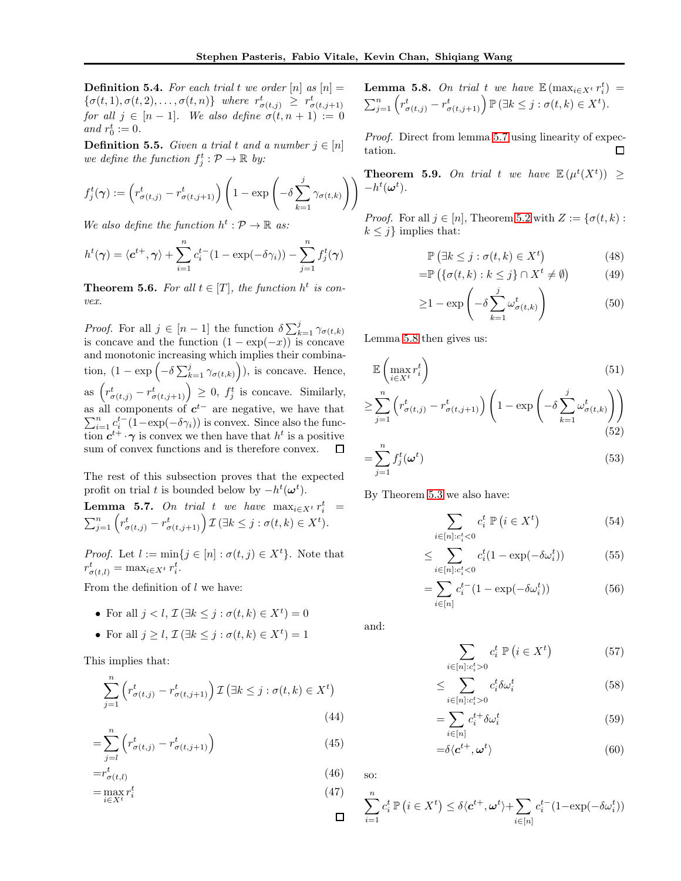**Definition 5.4.** *For each trial $t$ we order $[n]$ as $[n] = \{\sigma(t,1), \sigma(t,2), \ldots, \sigma(t,n)\}$ where $r^t_{\sigma(t,j)} \geq r^t_{\sigma(t,j+1)}$ for all $j \in [n-1]$. We also define $\sigma(t, n+1) := 0$ and $r^t_0 := 0$.*

**Definition 5.5.** *Given a trial $t$ and a number $j \in [n]$ we define the function $f^t_j : \mathcal{P} \to \mathbb{R}$ by:*

$$f^t_j(\boldsymbol{\gamma}) := \left(r^t_{\sigma(t,j)} - r^t_{\sigma(t,j+1)}\right)\left(1 - \exp\left(-\delta \sum_{k=1}^{j} \gamma_{\sigma(t,k)}\right)\right)$$

*We also define the function $h^t : \mathcal{P} \to \mathbb{R}$ as:*

$$h^t(\boldsymbol{\gamma}) = \langle \boldsymbol{c}^{t+}, \boldsymbol{\gamma} \rangle + \sum_{i=1}^{n} c^{t-}_i (1 - \exp(-\delta\gamma_i)) - \sum_{j=1}^{n} f^t_j(\boldsymbol{\gamma})$$

**Theorem 5.6.** *For all $t \in [T]$, the function $h^t$ is convex.*

*Proof.* For all $j \in [n-1]$ the function $\delta \sum_{k=1}^{j} \gamma_{\sigma(t,k)}$ is concave and the function $(1 - \exp(-x))$ is concave and monotonic increasing which implies their combination, $(1 - \exp\left(-\delta \sum_{k=1}^{j} \gamma_{\sigma(t,k)}\right))$, is concave. Hence, as $\left(r^t_{\sigma(t,j)} - r^t_{\sigma(t,j+1)}\right) \geq 0$, $f^t_j$ is concave. Similarly, as all components of $\boldsymbol{c}^{t-}$ are negative, we have that $\sum_{i=1}^{n} c^{t-}_i (1 - \exp(-\delta\gamma_i))$ is convex. Since also the function $\boldsymbol{c}^{t+} \cdot \boldsymbol{\gamma}$ is convex we then have that $h^t$ is a positive sum of convex functions and is therefore convex. ☐

The rest of this subsection proves that the expected profit on trial $t$ is bounded below by $-h^t(\boldsymbol{\omega}^t)$.

**Lemma 5.7.** *On trial $t$ we have $\max_{i \in X^t} r^t_i = \sum_{j=1}^{n} \left(r^t_{\sigma(t,j)} - r^t_{\sigma(t,j+1)}\right) \mathcal{I}\left(\exists k \leq j : \sigma(t,k) \in X^t\right)$.*

*Proof.* Let $l := \min\{j \in [n] : \sigma(t,j) \in X^t\}$. Note that $r^t_{\sigma(t,l)} = \max_{i \in X^t} r^t_i$.

From the definition of $l$ we have:

- For all $j < l$, $\mathcal{I}\left(\exists k \leq j : \sigma(t,k) \in X^t\right) = 0$
- For all $j \geq l$, $\mathcal{I}\left(\exists k \leq j : \sigma(t,k) \in X^t\right) = 1$

This implies that:

$$\sum_{j=1}^{n} \left(r^t_{\sigma(t,j)} - r^t_{\sigma(t,j+1)}\right) \mathcal{I}\left(\exists k \leq j : \sigma(t,k) \in X^t\right) \tag{44}$$

$$= \sum_{j=l}^{n} \left(r^t_{\sigma(t,j)} - r^t_{\sigma(t,j+1)}\right) \tag{45}$$

$$= r^t_{\sigma(t,l)} \tag{46}$$

$$= \max_{i \in X^t} r^t_i \tag{47}$$

☐

**Lemma 5.8.** *On trial $t$ we have $\mathbb{E}\left(\max_{i \in X^t} r^t_i\right) = \sum_{j=1}^{n} \left(r^t_{\sigma(t,j)} - r^t_{\sigma(t,j+1)}\right) \mathbb{P}\left(\exists k \leq j : \sigma(t,k) \in X^t\right)$.*

*Proof.* Direct from lemma 5.7 using linearity of expectation. ☐

**Theorem 5.9.** *On trial $t$ we have $\mathbb{E}\left(\mu^t(X^t)\right) \geq -h^t(\boldsymbol{\omega}^t)$.*

*Proof.* For all $j \in [n]$, Theorem 5.2 with $Z := \{\sigma(t,k) : k \leq j\}$ implies that:

$$\mathbb{P}\left(\exists k \leq j : \sigma(t,k) \in X^t\right) \tag{48}$$

$$= \mathbb{P}\left(\{\sigma(t,k) : k \leq j\} \cap X^t \neq \emptyset\right) \tag{49}$$

$$\geq 1 - \exp\left(-\delta \sum_{k=1}^{j} \omega^t_{\sigma(t,k)}\right) \tag{50}$$

Lemma 5.8 then gives us:

$$\mathbb{E}\left(\max_{i \in X^t} r^t_i\right) \tag{51}$$

$$\geq \sum_{j=1}^{n} \left(r^t_{\sigma(t,j)} - r^t_{\sigma(t,j+1)}\right)\left(1 - \exp\left(-\delta \sum_{k=1}^{j} \omega^t_{\sigma(t,k)}\right)\right) \tag{52}$$

$$= \sum_{j=1}^{n} f^t_j(\boldsymbol{\omega}^t) \tag{53}$$

By Theorem 5.3 we also have:

$$\sum_{i \in [n] : c^t_i < 0} c^t_i \, \mathbb{P}\left(i \in X^t\right) \tag{54}$$

$$\leq \sum_{i \in [n] : c^t_i < 0} c^t_i (1 - \exp(-\delta\omega^t_i)) \tag{55}$$

$$= \sum_{i \in [n]} c^{t-}_i (1 - \exp(-\delta\omega^t_i)) \tag{56}$$

and:

$$\sum_{i \in [n] : c^t_i > 0} c^t_i \, \mathbb{P}\left(i \in X^t\right) \tag{57}$$

$$\leq \sum_{i \in [n] : c^t_i > 0} c^t_i \delta\omega^t_i \tag{58}$$

$$= \sum_{i \in [n]} c^{t+}_i \delta\omega^t_i \tag{59}$$

$$= \delta\langle \boldsymbol{c}^{t+}, \boldsymbol{\omega}^t \rangle \tag{60}$$

so:

$$\sum_{i=1}^{n} c^t_i \, \mathbb{P}\left(i \in X^t\right) \leq \delta\langle \boldsymbol{c}^{t+}, \boldsymbol{\omega}^t \rangle + \sum_{i \in [n]} c^{t-}_i (1 - \exp(-\delta\omega^t_i))$$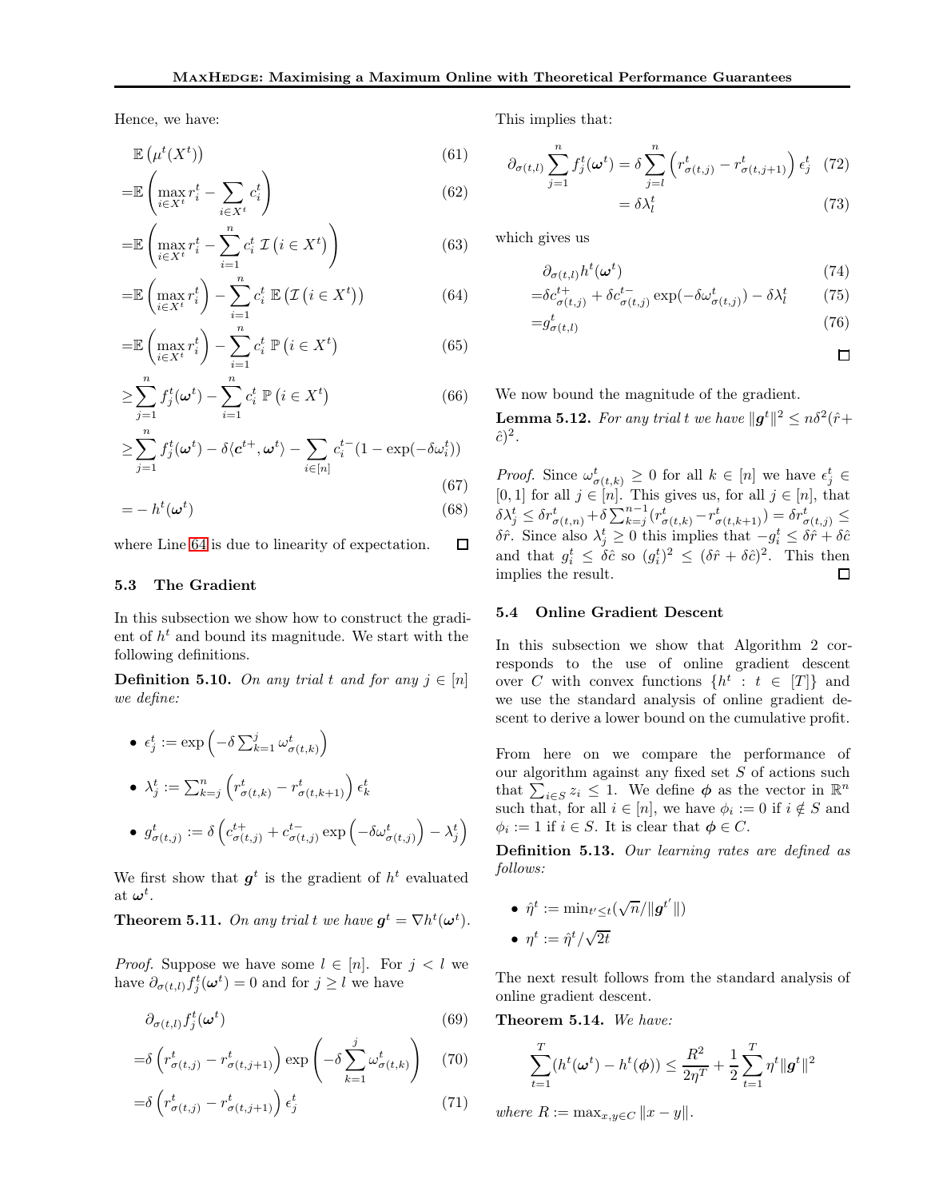Hence, we have:

$$
\begin{aligned}
&\mathbb{E}\left(\mu^t(X^t)\right) && (61)\\
=&\mathbb{E}\left(\max_{i\in X^t} r_i^t - \sum_{i\in X^t} c_i^t\right) && (62)\\
=&\mathbb{E}\left(\max_{i\in X^t} r_i^t - \sum_{i=1}^{n} c_i^t\, \mathcal{I}\left(i\in X^t\right)\right) && (63)\\
=&\mathbb{E}\left(\max_{i\in X^t} r_i^t\right) - \sum_{i=1}^{n} c_i^t\, \mathbb{E}\left(\mathcal{I}\left(i\in X^t\right)\right) && (64)\\
=&\mathbb{E}\left(\max_{i\in X^t} r_i^t\right) - \sum_{i=1}^{n} c_i^t\, \mathbb{P}\left(i\in X^t\right) && (65)\\
\geq&\sum_{j=1}^{n} f_j^t(\boldsymbol{\omega}^t) - \sum_{i=1}^{n} c_i^t\, \mathbb{P}\left(i\in X^t\right) && (66)\\
\geq&\sum_{j=1}^{n} f_j^t(\boldsymbol{\omega}^t) - \delta\langle \boldsymbol{c}^{t+}, \boldsymbol{\omega}^t\rangle - \sum_{i\in[n]} c_i^{t-}(1-\exp(-\delta\omega_i^t)) && (67)\\
=&-h^t(\boldsymbol{\omega}^t) && (68)
\end{aligned}
$$

where Line 64 is due to linearity of expectation. □

### 5.3 The Gradient

In this subsection we show how to construct the gradient of $h^t$ and bound its magnitude. We start with the following definitions.

**Definition 5.10.** *On any trial $t$ and for any $j\in[n]$ we define:*

- $\epsilon_j^t := \exp\left(-\delta\sum_{k=1}^{j}\omega_{\sigma(t,k)}^t\right)$
- $\lambda_j^t := \sum_{k=j}^{n}\left(r_{\sigma(t,k)}^t - r_{\sigma(t,k+1)}^t\right)\epsilon_k^t$
- $g_{\sigma(t,j)}^t := \delta\left(c_{\sigma(t,j)}^{t+} + c_{\sigma(t,j)}^{t-}\exp\left(-\delta\omega_{\sigma(t,j)}^t\right) - \lambda_j^t\right)$

We first show that $\boldsymbol{g}^t$ is the gradient of $h^t$ evaluated at $\boldsymbol{\omega}^t$.

**Theorem 5.11.** *On any trial $t$ we have $\boldsymbol{g}^t = \nabla h^t(\boldsymbol{\omega}^t)$.*

*Proof.* Suppose we have some $l\in[n]$. For $j<l$ we have $\partial_{\sigma(t,l)}f_j^t(\boldsymbol{\omega}^t)=0$ and for $j\geq l$ we have

$$
\begin{aligned}
&\partial_{\sigma(t,l)}f_j^t(\boldsymbol{\omega}^t) && (69)\\
=&\delta\left(r_{\sigma(t,j)}^t - r_{\sigma(t,j+1)}^t\right)\exp\left(-\delta\sum_{k=1}^{j}\omega_{\sigma(t,k)}^t\right) && (70)\\
=&\delta\left(r_{\sigma(t,j)}^t - r_{\sigma(t,j+1)}^t\right)\epsilon_j^t && (71)
\end{aligned}
$$

This implies that:

$$
\begin{aligned}
\partial_{\sigma(t,l)}\sum_{j=1}^{n}f_j^t(\boldsymbol{\omega}^t) &= \delta\sum_{j=l}^{n}\left(r_{\sigma(t,j)}^t - r_{\sigma(t,j+1)}^t\right)\epsilon_j^t && (72)\\
&=\delta\lambda_l^t && (73)
\end{aligned}
$$

which gives us

$$
\begin{aligned}
&\partial_{\sigma(t,l)}h^t(\boldsymbol{\omega}^t) && (74)\\
=&\delta c_{\sigma(t,j)}^{t+} + \delta c_{\sigma(t,j)}^{t-}\exp(-\delta\omega_{\sigma(t,j)}^t) - \delta\lambda_l^t && (75)\\
=&g_{\sigma(t,l)}^t && (76)
\end{aligned}
$$

□

We now bound the magnitude of the gradient.

**Lemma 5.12.** *For any trial $t$ we have $\|\boldsymbol{g}^t\|^2 \leq n\delta^2(\hat{r}+\hat{c})^2$.*

*Proof.* Since $\omega_{\sigma(t,k)}^t\geq 0$ for all $k\in[n]$ we have $\epsilon_j^t\in[0,1]$ for all $j\in[n]$. This gives us, for all $j\in[n]$, that $\delta\lambda_j^t \leq \delta r_{\sigma(t,n)}^t + \delta\sum_{k=j}^{n-1}(r_{\sigma(t,k)}^t - r_{\sigma(t,k+1)}^t) = \delta r_{\sigma(t,j)}^t \leq \delta\hat{r}$. Since also $\lambda_j^t\geq 0$ this implies that $-g_i^t\leq\delta\hat{r}+\delta\hat{c}$ and that $g_i^t\leq\delta\hat{c}$ so $(g_i^t)^2\leq(\delta\hat{r}+\delta\hat{c})^2$. This then implies the result. □

### 5.4 Online Gradient Descent

In this subsection we show that Algorithm 2 corresponds to the use of online gradient descent over $C$ with convex functions $\{h^t : t\in[T]\}$ and we use the standard analysis of online gradient descent to derive a lower bound on the cumulative profit.

From here on we compare the performance of our algorithm against any fixed set $S$ of actions such that $\sum_{i\in S}z_i\leq 1$. We define $\boldsymbol{\phi}$ as the vector in $\mathbb{R}^n$ such that, for all $i\in[n]$, we have $\phi_i := 0$ if $i\notin S$ and $\phi_i := 1$ if $i\in S$. It is clear that $\boldsymbol{\phi}\in C$.

**Definition 5.13.** *Our learning rates are defined as follows:*

- $\hat{\eta}^t := \min_{t'\leq t}(\sqrt{n}/\|\boldsymbol{g}^{t'}\|)$
- $\eta^t := \hat{\eta}^t/\sqrt{2t}$

The next result follows from the standard analysis of online gradient descent.

**Theorem 5.14.** *We have:*

$$\sum_{t=1}^{T}(h^t(\boldsymbol{\omega}^t) - h^t(\boldsymbol{\phi})) \leq \frac{R^2}{2\eta^T} + \frac{1}{2}\sum_{t=1}^{T}\eta^t\|\boldsymbol{g}^t\|^2$$

*where $R := \max_{x,y\in C}\|x-y\|$.*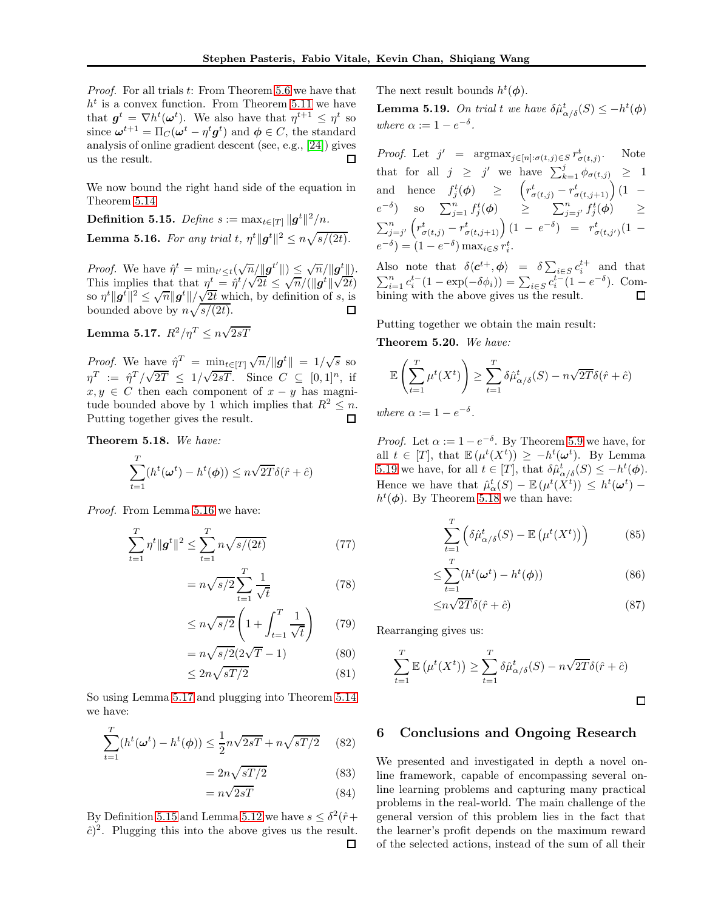*Proof.* For all trials $t$: From Theorem 5.6 we have that $h^t$ is a convex function. From Theorem 5.11 we have that $\boldsymbol{g}^t = \nabla h^t(\boldsymbol{\omega}^t)$. We also have that $\eta^{t+1} \leq \eta^t$ so since $\boldsymbol{\omega}^{t+1} = \Pi_C(\boldsymbol{\omega}^t - \eta^t \boldsymbol{g}^t)$ and $\boldsymbol{\phi} \in C$, the standard analysis of online gradient descent (see, e.g., [24]) gives us the result. □

We now bound the right hand side of the equation in Theorem 5.14.

**Definition 5.15.** *Define* $s := \max_{t \in [T]} \|\boldsymbol{g}^t\|^2/n$.

**Lemma 5.16.** *For any trial* $t$, $\eta^t \|\boldsymbol{g}^t\|^2 \leq n\sqrt{s/(2t)}$.

*Proof.* We have $\hat{\eta}^t = \min_{t' \leq t}(\sqrt{n}/\|\boldsymbol{g}^{t'}\|) \leq \sqrt{n}/\|\boldsymbol{g}^t\|)$. This implies that that $\eta^t = \hat{\eta}^t/\sqrt{2t} \leq \sqrt{n}/(\|\boldsymbol{g}^t\|\sqrt{2t})$ so $\eta^t \|\boldsymbol{g}^t\|^2 \leq \sqrt{n}\|\boldsymbol{g}^t\|/\sqrt{2t}$ which, by definition of $s$, is bounded above by $n\sqrt{s/(2t)}$. □

**Lemma 5.17.** $R^2/\eta^T \leq n\sqrt{2sT}$

*Proof.* We have $\hat{\eta}^T = \min_{t \in [T]} \sqrt{n}/\|\boldsymbol{g}^t\| = 1/\sqrt{s}$ so $\eta^T := \hat{\eta}^T/\sqrt{2T} \leq 1/\sqrt{2sT}$. Since $C \subseteq [0,1]^n$, if $x, y \in C$ then each component of $x - y$ has magnitude bounded above by 1 which implies that $R^2 \leq n$. Putting together gives the result. □

**Theorem 5.18.** *We have:*

$$\sum_{t=1}^{T} (h^t(\boldsymbol{\omega}^t) - h^t(\boldsymbol{\phi})) \leq n\sqrt{2T}\delta(\hat{r} + \hat{c})$$

*Proof.* From Lemma 5.16 we have:

$$\sum_{t=1}^{T} \eta^t \|\boldsymbol{g}^t\|^2 \leq \sum_{t=1}^{T} n\sqrt{s/(2t)} \tag{77}$$

$$= n\sqrt{s/2} \sum_{t=1}^{T} \frac{1}{\sqrt{t}} \tag{78}$$

$$\leq n\sqrt{s/2}\left(1 + \int_{t=1}^{T} \frac{1}{\sqrt{t}}\right) \tag{79}$$

$$= n\sqrt{s/2}(2\sqrt{T} - 1) \tag{80}$$

$$\leq 2n\sqrt{sT/2} \tag{81}$$

So using Lemma 5.17 and plugging into Theorem 5.14 we have:

$$\sum_{t=1}^{T} (h^t(\boldsymbol{\omega}^t) - h^t(\boldsymbol{\phi})) \leq \frac{1}{2} n\sqrt{2sT} + n\sqrt{sT/2} \tag{82}$$

$$= 2n\sqrt{sT/2} \tag{83}$$

$$= n\sqrt{2sT} \tag{84}$$

By Definition 5.15 and Lemma 5.12 we have $s \leq \delta^2(\hat{r} + \hat{c})^2$. Plugging this into the above gives us the result. □

The next result bounds $h^t(\boldsymbol{\phi})$.

**Lemma 5.19.** *On trial* $t$ *we have* $\delta\hat{\mu}^t_{\alpha/\delta}(S) \leq -h^t(\boldsymbol{\phi})$ *where* $\alpha := 1 - e^{-\delta}$.

*Proof.* Let $j' = \text{argmax}_{j \in [n]: \sigma(t,j) \in S}\, r^t_{\sigma(t,j)}$. Note that for all $j \geq j'$ we have $\sum_{k=1}^{j} \phi_{\sigma(t,j)} \geq 1$ and hence $f^t_j(\boldsymbol{\phi}) \geq \left(r^t_{\sigma(t,j)} - r^t_{\sigma(t,j+1)}\right)(1 - e^{-\delta})$ so $\sum_{j=1}^{n} f^t_j(\boldsymbol{\phi}) \geq \sum_{j=j'}^{n} f^t_j(\boldsymbol{\phi}) \geq \sum_{j=j'}^{n} \left(r^t_{\sigma(t,j)} - r^t_{\sigma(t,j+1)}\right)(1 - e^{-\delta}) = r^t_{\sigma(t,j')}(1 - e^{-\delta}) = (1 - e^{-\delta}) \max_{i \in S} r^t_i$.

Also note that $\delta\langle \boldsymbol{c}^{t+}, \boldsymbol{\phi} \rangle = \delta \sum_{i \in S} c^{t+}_i$ and that $\sum_{i=1}^{n} c^{t-}_i (1 - \exp(-\delta\phi_i)) = \sum_{i \in S} c^{t-}_i (1 - e^{-\delta})$. Combining with the above gives us the result. □

Putting together we obtain the main result:

**Theorem 5.20.** *We have:*

$$\mathbb{E}\left(\sum_{t=1}^{T} \mu^t(X^t)\right) \geq \sum_{t=1}^{T} \delta\hat{\mu}^t_{\alpha/\delta}(S) - n\sqrt{2T}\delta(\hat{r} + \hat{c})$$

*where* $\alpha := 1 - e^{-\delta}$.

*Proof.* Let $\alpha := 1 - e^{-\delta}$. By Theorem 5.9 we have, for all $t \in [T]$, that $\mathbb{E}(\mu^t(X^t)) \geq -h^t(\boldsymbol{\omega}^t)$. By Lemma 5.19 we have, for all $t \in [T]$, that $\delta\hat{\mu}^t_{\alpha/\delta}(S) \leq -h^t(\boldsymbol{\phi})$. Hence we have that $\hat{\mu}^t_{\alpha}(S) - \mathbb{E}(\mu^t(X^t)) \leq h^t(\boldsymbol{\omega}^t) - h^t(\boldsymbol{\phi})$. By Theorem 5.18 we than have:

$$\sum_{t=1}^{T} \left(\delta\hat{\mu}^t_{\alpha/\delta}(S) - \mathbb{E}\left(\mu^t(X^t)\right)\right) \tag{85}$$

$$\leq \sum_{t=1}^{T} (h^t(\boldsymbol{\omega}^t) - h^t(\boldsymbol{\phi})) \tag{86}$$

$$\leq n\sqrt{2T}\delta(\hat{r} + \hat{c}) \tag{87}$$

Rearranging gives us:

$$\sum_{t=1}^{T} \mathbb{E}\left(\mu^t(X^t)\right) \geq \sum_{t=1}^{T} \delta\hat{\mu}^t_{\alpha/\delta}(S) - n\sqrt{2T}\delta(\hat{r} + \hat{c})$$

□

## 6 Conclusions and Ongoing Research

We presented and investigated in depth a novel online framework, capable of encompassing several online learning problems and capturing many practical problems in the real-world. The main challenge of the general version of this problem lies in the fact that the learner's profit depends on the maximum reward of the selected actions, instead of the sum of all their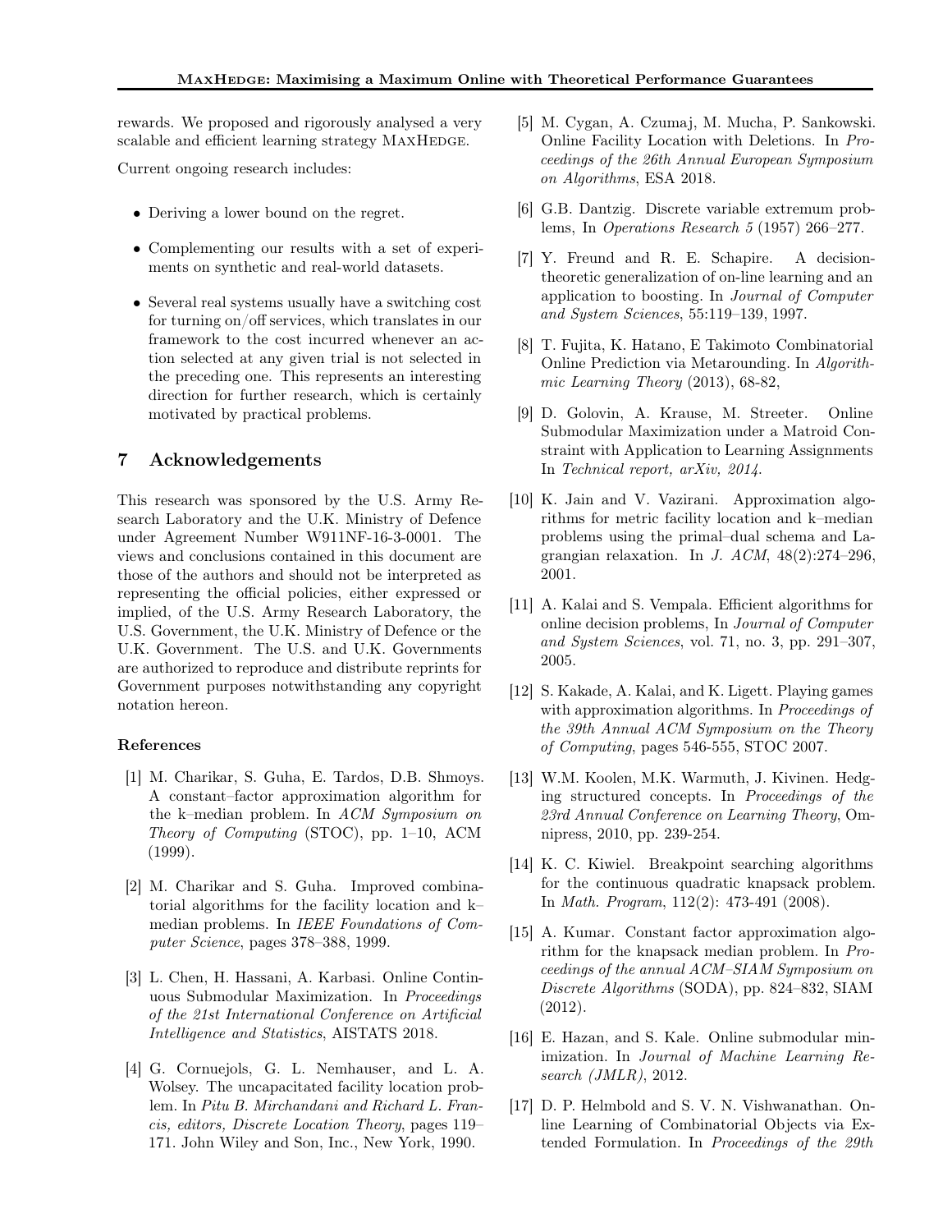rewards. We proposed and rigorously analysed a very scalable and efficient learning strategy MaxHedge.

Current ongoing research includes:

- Deriving a lower bound on the regret.
- Complementing our results with a set of experiments on synthetic and real-world datasets.
- Several real systems usually have a switching cost for turning on/off services, which translates in our framework to the cost incurred whenever an action selected at any given trial is not selected in the preceding one. This represents an interesting direction for further research, which is certainly motivated by practical problems.

## 7 Acknowledgements

This research was sponsored by the U.S. Army Research Laboratory and the U.K. Ministry of Defence under Agreement Number W911NF-16-3-0001. The views and conclusions contained in this document are those of the authors and should not be interpreted as representing the official policies, either expressed or implied, of the U.S. Army Research Laboratory, the U.S. Government, the U.K. Ministry of Defence or the U.K. Government. The U.S. and U.K. Governments are authorized to reproduce and distribute reprints for Government purposes notwithstanding any copyright notation hereon.

### References

[1] M. Charikar, S. Guha, E. Tardos, D.B. Shmoys. A constant–factor approximation algorithm for the k–median problem. In *ACM Symposium on Theory of Computing* (STOC), pp. 1–10, ACM (1999).

[2] M. Charikar and S. Guha. Improved combinatorial algorithms for the facility location and k–median problems. In *IEEE Foundations of Computer Science*, pages 378–388, 1999.

[3] L. Chen, H. Hassani, A. Karbasi. Online Continuous Submodular Maximization. In *Proceedings of the 21st International Conference on Artificial Intelligence and Statistics*, AISTATS 2018.

[4] G. Cornuejols, G. L. Nemhauser, and L. A. Wolsey. The uncapacitated facility location problem. In *Pitu B. Mirchandani and Richard L. Francis, editors, Discrete Location Theory*, pages 119–171. John Wiley and Son, Inc., New York, 1990.

[5] M. Cygan, A. Czumaj, M. Mucha, P. Sankowski. Online Facility Location with Deletions. In *Proceedings of the 26th Annual European Symposium on Algorithms*, ESA 2018.

[6] G.B. Dantzig. Discrete variable extremum problems, In *Operations Research 5* (1957) 266–277.

[7] Y. Freund and R. E. Schapire. A decision-theoretic generalization of on-line learning and an application to boosting. In *Journal of Computer and System Sciences*, 55:119–139, 1997.

[8] T. Fujita, K. Hatano, E Takimoto Combinatorial Online Prediction via Metarounding. In *Algorithmic Learning Theory* (2013), 68-82,

[9] D. Golovin, A. Krause, M. Streeter. Online Submodular Maximization under a Matroid Constraint with Application to Learning Assignments In *Technical report, arXiv, 2014*.

[10] K. Jain and V. Vazirani. Approximation algorithms for metric facility location and k–median problems using the primal–dual schema and Lagrangian relaxation. In *J. ACM*, 48(2):274–296, 2001.

[11] A. Kalai and S. Vempala. Efficient algorithms for online decision problems, In *Journal of Computer and System Sciences*, vol. 71, no. 3, pp. 291–307, 2005.

[12] S. Kakade, A. Kalai, and K. Ligett. Playing games with approximation algorithms. In *Proceedings of the 39th Annual ACM Symposium on the Theory of Computing*, pages 546-555, STOC 2007.

[13] W.M. Koolen, M.K. Warmuth, J. Kivinen. Hedging structured concepts. In *Proceedings of the 23rd Annual Conference on Learning Theory*, Omnipress, 2010, pp. 239-254.

[14] K. C. Kiwiel. Breakpoint searching algorithms for the continuous quadratic knapsack problem. In *Math. Program*, 112(2): 473-491 (2008).

[15] A. Kumar. Constant factor approximation algorithm for the knapsack median problem. In *Proceedings of the annual ACM–SIAM Symposium on Discrete Algorithms* (SODA), pp. 824–832, SIAM (2012).

[16] E. Hazan, and S. Kale. Online submodular minimization. In *Journal of Machine Learning Research (JMLR)*, 2012.

[17] D. P. Helmbold and S. V. N. Vishwanathan. Online Learning of Combinatorial Objects via Extended Formulation. In *Proceedings of the 29th*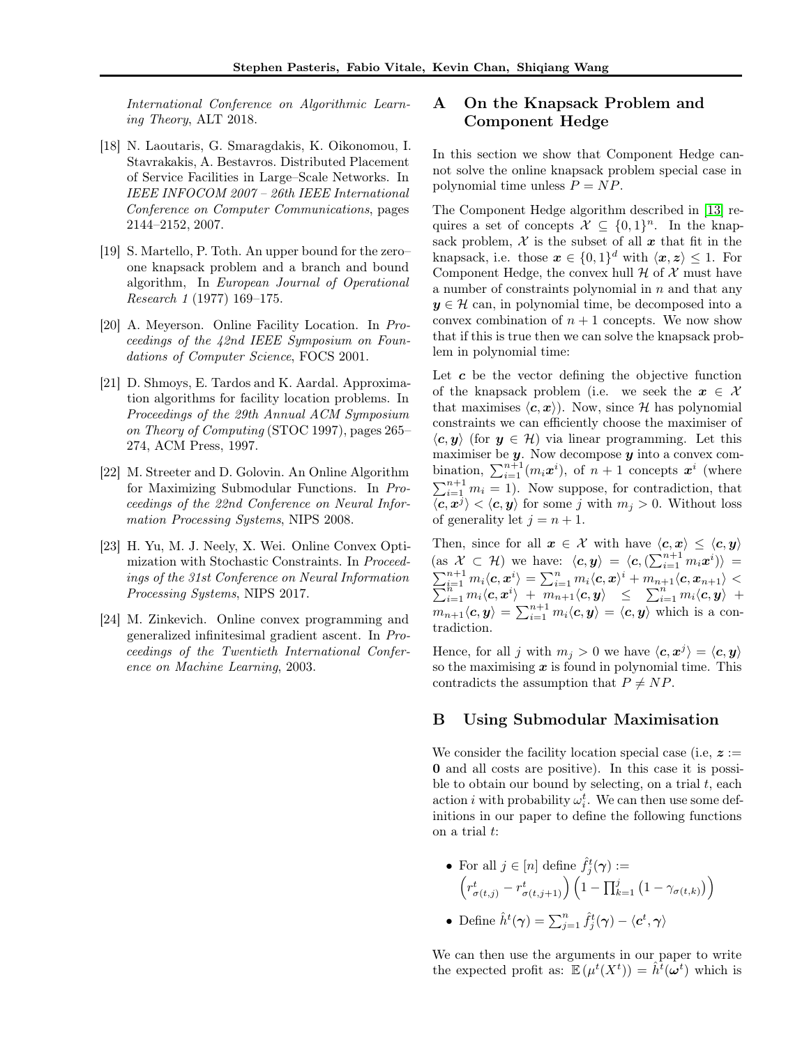International Conference on Algorithmic Learning Theory, ALT 2018.

[18] N. Laoutaris, G. Smaragdakis, K. Oikonomou, I. Stavrakakis, A. Bestavros. Distributed Placement of Service Facilities in Large–Scale Networks. In *IEEE INFOCOM 2007 – 26th IEEE International Conference on Computer Communications*, pages 2144–2152, 2007.

[19] S. Martello, P. Toth. An upper bound for the zero–one knapsack problem and a branch and bound algorithm, In *European Journal of Operational Research 1* (1977) 169–175.

[20] A. Meyerson. Online Facility Location. In *Proceedings of the 42nd IEEE Symposium on Foundations of Computer Science*, FOCS 2001.

[21] D. Shmoys, E. Tardos and K. Aardal. Approximation algorithms for facility location problems. In *Proceedings of the 29th Annual ACM Symposium on Theory of Computing* (STOC 1997), pages 265–274, ACM Press, 1997.

[22] M. Streeter and D. Golovin. An Online Algorithm for Maximizing Submodular Functions. In *Proceedings of the 22nd Conference on Neural Information Processing Systems*, NIPS 2008.

[23] H. Yu, M. J. Neely, X. Wei. Online Convex Optimization with Stochastic Constraints. In *Proceedings of the 31st Conference on Neural Information Processing Systems*, NIPS 2017.

[24] M. Zinkevich. Online convex programming and generalized infinitesimal gradient ascent. In *Proceedings of the Twentieth International Conference on Machine Learning*, 2003.

# A On the Knapsack Problem and Component Hedge

In this section we show that Component Hedge cannot solve the online knapsack problem special case in polynomial time unless $P = NP$.

The Component Hedge algorithm described in [13] requires a set of concepts $\mathcal{X} \subseteq \{0,1\}^n$. In the knapsack problem, $\mathcal{X}$ is the subset of all $\boldsymbol{x}$ that fit in the knapsack, i.e. those $\boldsymbol{x} \in \{0,1\}^d$ with $\langle \boldsymbol{x}, \boldsymbol{z} \rangle \leq 1$. For Component Hedge, the convex hull $\mathcal{H}$ of $\mathcal{X}$ must have a number of constraints polynomial in $n$ and that any $\boldsymbol{y} \in \mathcal{H}$ can, in polynomial time, be decomposed into a convex combination of $n+1$ concepts. We now show that if this is true then we can solve the knapsack problem in polynomial time:

Let $\boldsymbol{c}$ be the vector defining the objective function of the knapsack problem (i.e. we seek the $\boldsymbol{x} \in \mathcal{X}$ that maximises $\langle \boldsymbol{c}, \boldsymbol{x} \rangle$). Now, since $\mathcal{H}$ has polynomial constraints we can efficiently choose the maximiser of $\langle \boldsymbol{c}, \boldsymbol{y} \rangle$ (for $\boldsymbol{y} \in \mathcal{H}$) via linear programming. Let this maximiser be $\boldsymbol{y}$. Now decompose $\boldsymbol{y}$ into a convex combination, $\sum_{i=1}^{n+1}(m_i \boldsymbol{x}^i)$, of $n+1$ concepts $\boldsymbol{x}^i$ (where $\sum_{i=1}^{n+1} m_i = 1$). Now suppose, for contradiction, that $\langle \boldsymbol{c}, \boldsymbol{x}^j \rangle < \langle \boldsymbol{c}, \boldsymbol{y} \rangle$ for some $j$ with $m_j > 0$. Without loss of generality let $j = n+1$.

Then, since for all $\boldsymbol{x} \in \mathcal{X}$ with have $\langle \boldsymbol{c}, \boldsymbol{x} \rangle \leq \langle \boldsymbol{c}, \boldsymbol{y} \rangle$ (as $\mathcal{X} \subset \mathcal{H}$) we have: $\langle \boldsymbol{c}, \boldsymbol{y} \rangle = \langle \boldsymbol{c}, (\sum_{i=1}^{n+1} m_i \boldsymbol{x}^i) \rangle = \sum_{i=1}^{n+1} m_i \langle \boldsymbol{c}, \boldsymbol{x}^i \rangle = \sum_{i=1}^{n} m_i \langle \boldsymbol{c}, \boldsymbol{x} \rangle^i + m_{n+1} \langle \boldsymbol{c}, \boldsymbol{x}_{n+1} \rangle < \sum_{i=1}^{n} m_i \langle \boldsymbol{c}, \boldsymbol{x}^i \rangle + m_{n+1} \langle \boldsymbol{c}, \boldsymbol{y} \rangle \leq \sum_{i=1}^{n} m_i \langle \boldsymbol{c}, \boldsymbol{y} \rangle + m_{n+1} \langle \boldsymbol{c}, \boldsymbol{y} \rangle = \sum_{i=1}^{n+1} m_i \langle \boldsymbol{c}, \boldsymbol{y} \rangle = \langle \boldsymbol{c}, \boldsymbol{y} \rangle$ which is a contradiction.

Hence, for all $j$ with $m_j > 0$ we have $\langle \boldsymbol{c}, \boldsymbol{x}^j \rangle = \langle \boldsymbol{c}, \boldsymbol{y} \rangle$ so the maximising $\boldsymbol{x}$ is found in polynomial time. This contradicts the assumption that $P \neq NP$.

# B Using Submodular Maximisation

We consider the facility location special case (i.e, $\boldsymbol{z} := \boldsymbol{0}$ and all costs are positive). In this case it is possible to obtain our bound by selecting, on a trial $t$, each action $i$ with probability $\omega_i^t$. We can then use some definitions in our paper to define the following functions on a trial $t$:

- For all $j \in [n]$ define $\hat{f}_j^t(\boldsymbol{\gamma}) := \left(r_{\sigma(t,j)}^t - r_{\sigma(t,j+1)}^t\right)\left(1 - \prod_{k=1}^{j}\left(1 - \gamma_{\sigma(t,k)}\right)\right)$
- Define $\hat{h}^t(\boldsymbol{\gamma}) = \sum_{j=1}^{n} \hat{f}_j^t(\boldsymbol{\gamma}) - \langle \boldsymbol{c}^t, \boldsymbol{\gamma} \rangle$

We can then use the arguments in our paper to write the expected profit as: $\mathbb{E}\left(\mu^t(X^t)\right) = \hat{h}^t(\boldsymbol{\omega}^t)$ which is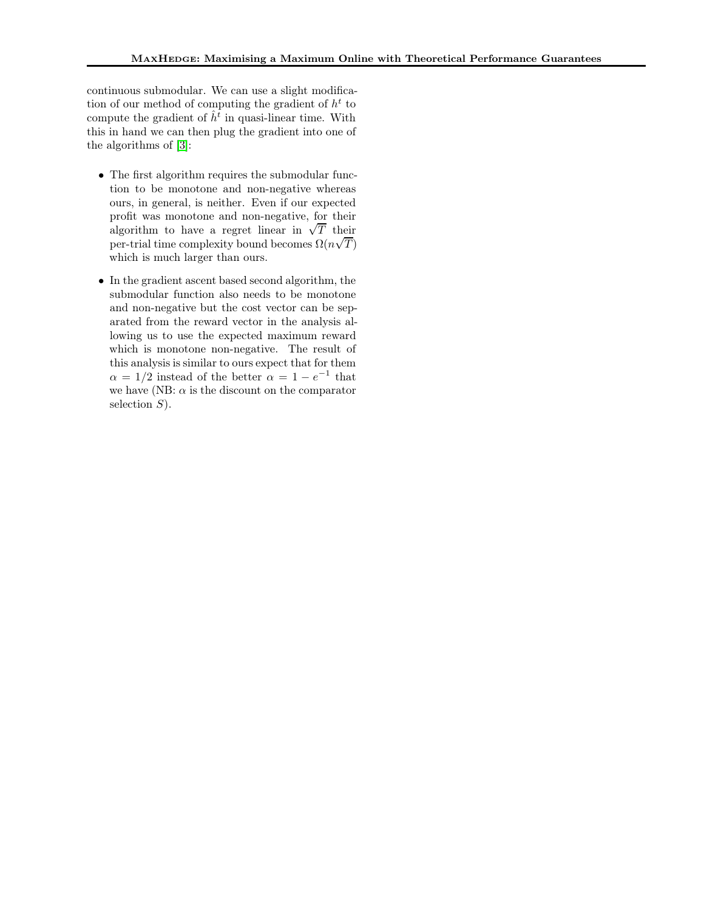continuous submodular. We can use a slight modification of our method of computing the gradient of $h^t$ to compute the gradient of $\hat{h}^t$ in quasi-linear time. With this in hand we can then plug the gradient into one of the algorithms of [3]:

- The first algorithm requires the submodular function to be monotone and non-negative whereas ours, in general, is neither. Even if our expected profit was monotone and non-negative, for their algorithm to have a regret linear in $\sqrt{T}$ their per-trial time complexity bound becomes $\Omega(n\sqrt{T})$ which is much larger than ours.
- In the gradient ascent based second algorithm, the submodular function also needs to be monotone and non-negative but the cost vector can be separated from the reward vector in the analysis allowing us to use the expected maximum reward which is monotone non-negative. The result of this analysis is similar to ours expect that for them $\alpha = 1/2$ instead of the better $\alpha = 1 - e^{-1}$ that we have (NB: $\alpha$ is the discount on the comparator selection $S$).